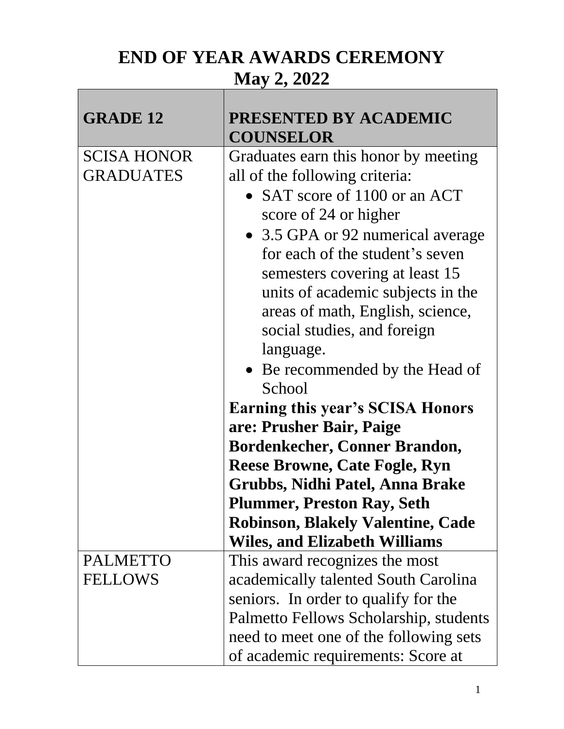# END OF YEAR AWARDS CEREMONY
# May 2, 2022

| GRADE 12 | PRESENTED BY ACADEMIC COUNSELOR |
| --- | --- |
| SCISA HONOR GRADUATES | Graduates earn this honor by meeting all of the following criteria: <br>• SAT score of 1100 or an ACT score of 24 or higher <br>• 3.5 GPA or 92 numerical average for each of the student's seven semesters covering at least 15 units of academic subjects in the areas of math, English, science, social studies, and foreign language. <br>• Be recommended by the Head of School <br>**Earning this year's SCISA Honors are: Prusher Bair, Paige Bordenkecher, Conner Brandon, Reese Browne, Cate Fogle, Ryn Grubbs, Nidhi Patel, Anna Brake Plummer, Preston Ray, Seth Robinson, Blakely Valentine, Cade Wiles, and Elizabeth Williams** |
| PALMETTO FELLOWS | This award recognizes the most academically talented South Carolina seniors. In order to qualify for the Palmetto Fellows Scholarship, students need to meet one of the following sets of academic requirements: Score at |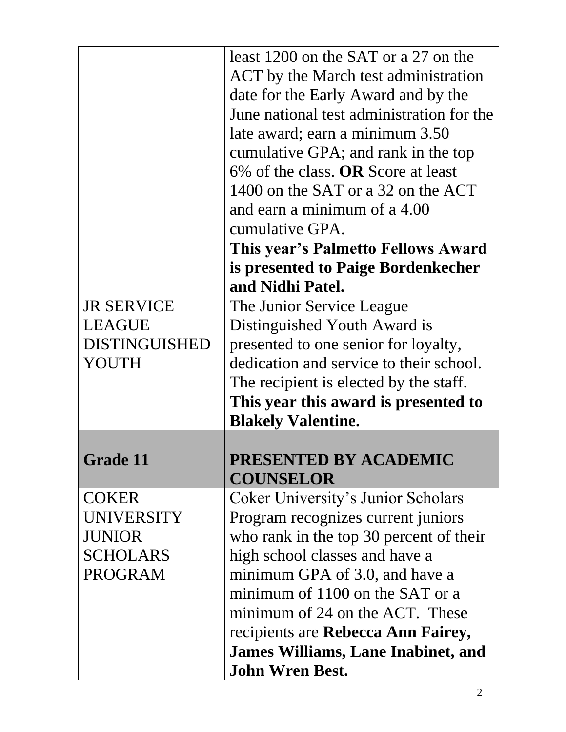| | |
|---|---|
| | least 1200 on the SAT or a 27 on the ACT by the March test administration date for the Early Award and by the June national test administration for the late award; earn a minimum 3.50 cumulative GPA; and rank in the top 6% of the class. **OR** Score at least 1400 on the SAT or a 32 on the ACT and earn a minimum of a 4.00 cumulative GPA. **This year's Palmetto Fellows Award is presented to Paige Bordenkecher and Nidhi Patel.** |
| JR SERVICE LEAGUE DISTINGUISHED YOUTH | The Junior Service League Distinguished Youth Award is presented to one senior for loyalty, dedication and service to their school. The recipient is elected by the staff. **This year this award is presented to Blakely Valentine.** |
| **Grade 11** | **PRESENTED BY ACADEMIC COUNSELOR** |
| COKER UNIVERSITY JUNIOR SCHOLARS PROGRAM | Coker University's Junior Scholars Program recognizes current juniors who rank in the top 30 percent of their high school classes and have a minimum GPA of 3.0, and have a minimum of 1100 on the SAT or a minimum of 24 on the ACT. These recipients are **Rebecca Ann Fairey, James Williams, Lane Inabinet, and John Wren Best.** |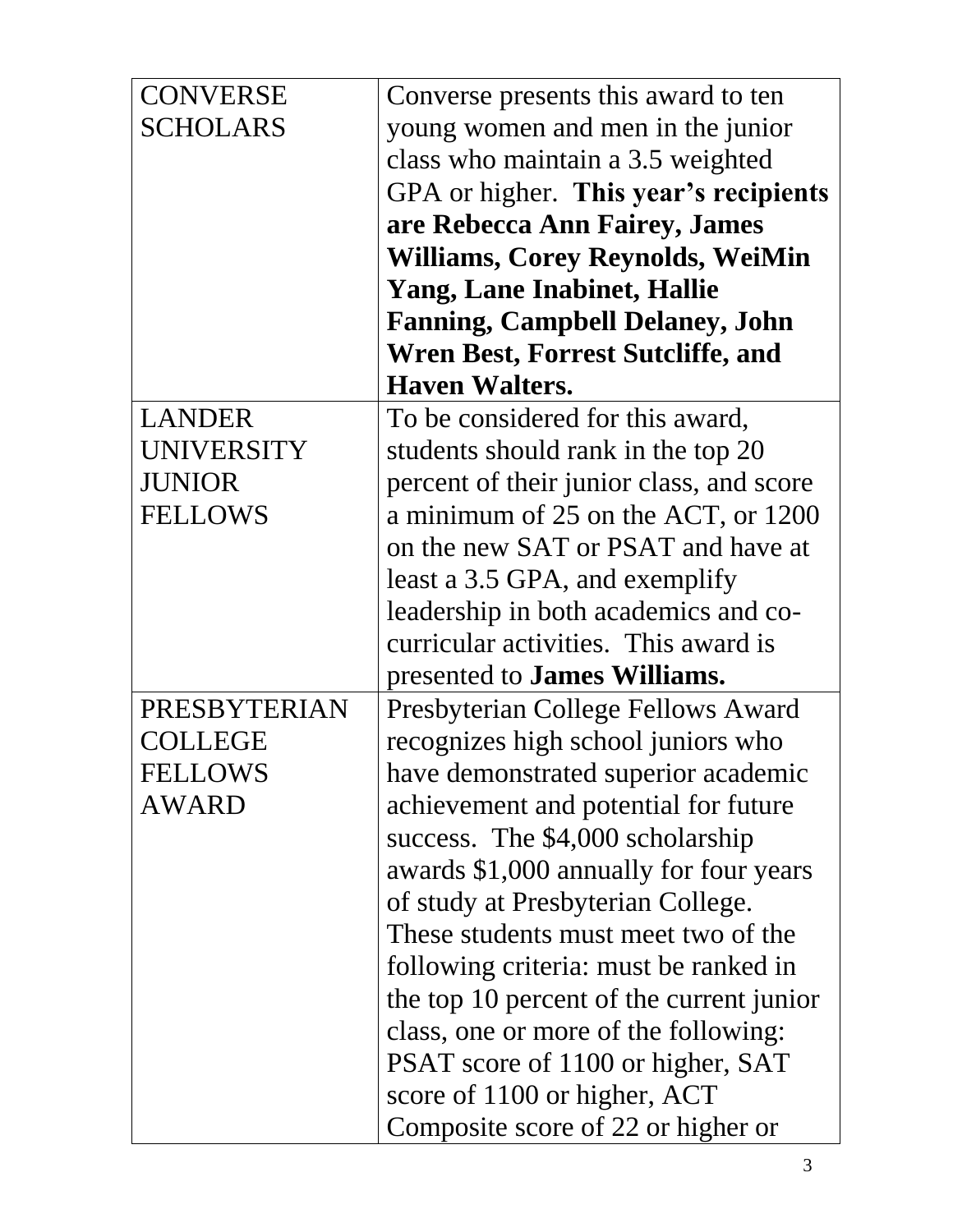| | |
|---|---|
| CONVERSE SCHOLARS | Converse presents this award to ten young women and men in the junior class who maintain a 3.5 weighted GPA or higher. **This year's recipients are Rebecca Ann Fairey, James Williams, Corey Reynolds, WeiMin Yang, Lane Inabinet, Hallie Fanning, Campbell Delaney, John Wren Best, Forrest Sutcliffe, and Haven Walters.** |
| LANDER UNIVERSITY JUNIOR FELLOWS | To be considered for this award, students should rank in the top 20 percent of their junior class, and score a minimum of 25 on the ACT, or 1200 on the new SAT or PSAT and have at least a 3.5 GPA, and exemplify leadership in both academics and co-curricular activities. This award is presented to **James Williams.** |
| PRESBYTERIAN COLLEGE FELLOWS AWARD | Presbyterian College Fellows Award recognizes high school juniors who have demonstrated superior academic achievement and potential for future success. The $4,000 scholarship awards $1,000 annually for four years of study at Presbyterian College. These students must meet two of the following criteria: must be ranked in the top 10 percent of the current junior class, one or more of the following: PSAT score of 1100 or higher, SAT score of 1100 or higher, ACT Composite score of 22 or higher or |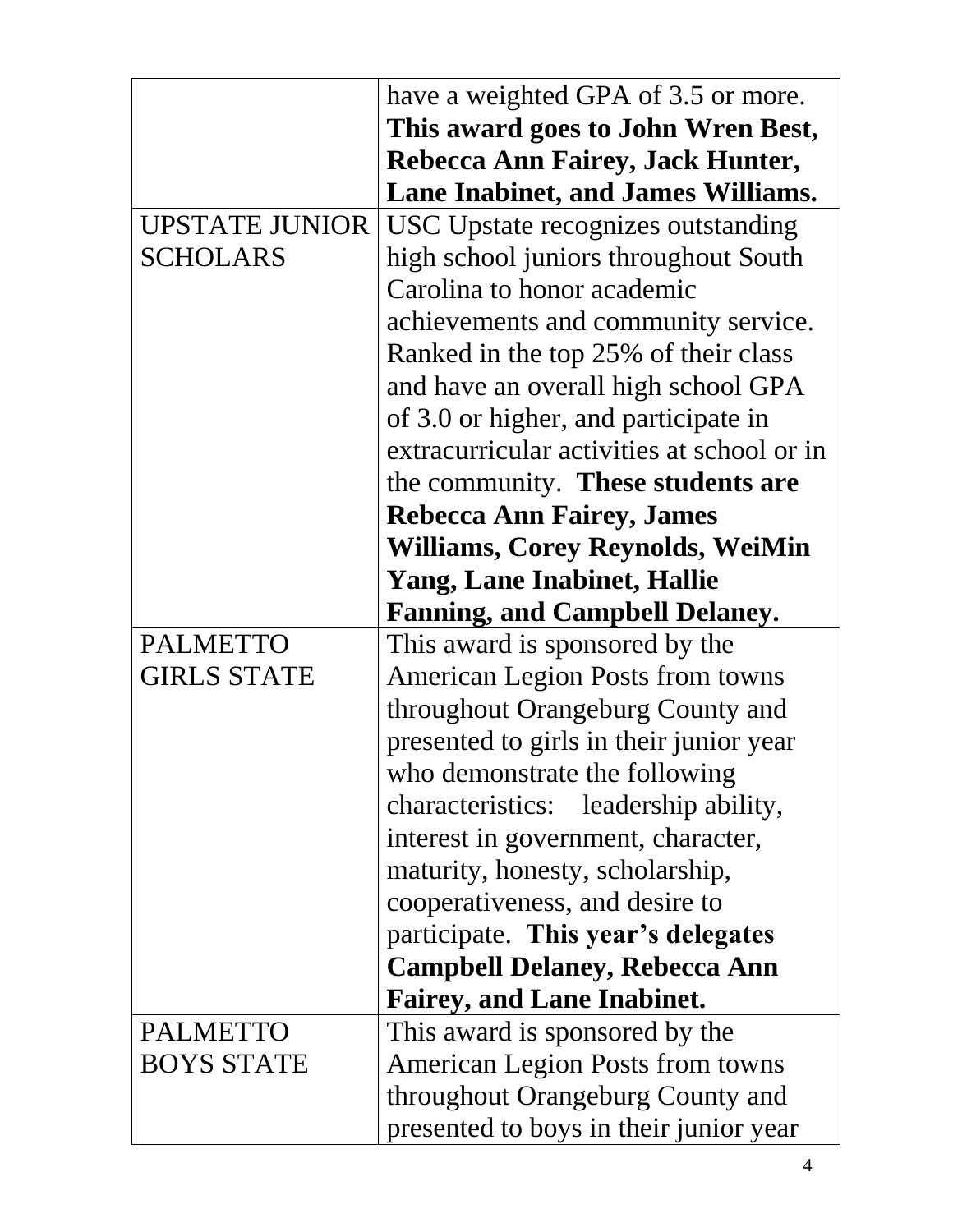| | |
|---|---|
| | have a weighted GPA of 3.5 or more. **This award goes to John Wren Best, Rebecca Ann Fairey, Jack Hunter, Lane Inabinet, and James Williams.** |
| UPSTATE JUNIOR SCHOLARS | USC Upstate recognizes outstanding high school juniors throughout South Carolina to honor academic achievements and community service. Ranked in the top 25% of their class and have an overall high school GPA of 3.0 or higher, and participate in extracurricular activities at school or in the community. **These students are Rebecca Ann Fairey, James Williams, Corey Reynolds, WeiMin Yang, Lane Inabinet, Hallie Fanning, and Campbell Delaney.** |
| PALMETTO GIRLS STATE | This award is sponsored by the American Legion Posts from towns throughout Orangeburg County and presented to girls in their junior year who demonstrate the following characteristics: leadership ability, interest in government, character, maturity, honesty, scholarship, cooperativeness, and desire to participate. **This year's delegates Campbell Delaney, Rebecca Ann Fairey, and Lane Inabinet.** |
| PALMETTO BOYS STATE | This award is sponsored by the American Legion Posts from towns throughout Orangeburg County and presented to boys in their junior year |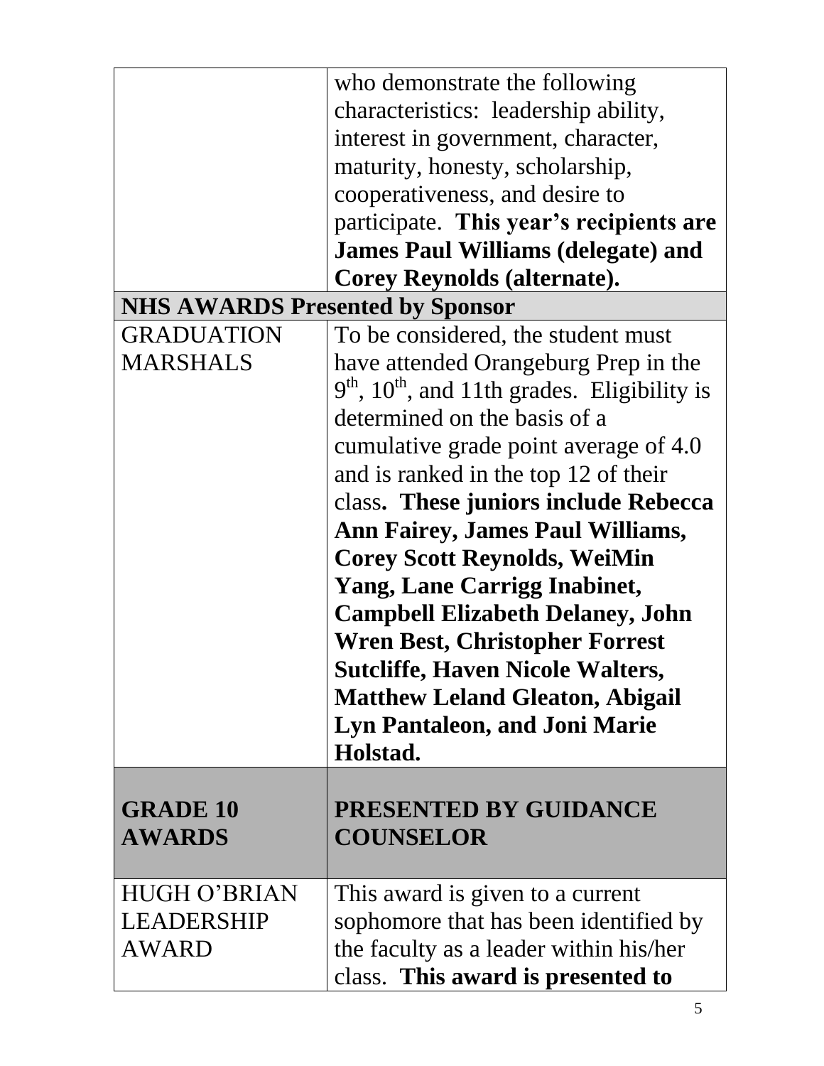| | |
|---|---|
| | who demonstrate the following characteristics: leadership ability, interest in government, character, maturity, honesty, scholarship, cooperativeness, and desire to participate. **This year's recipients are James Paul Williams (delegate) and Corey Reynolds (alternate).** |
| **NHS AWARDS Presented by Sponsor** | |
| GRADUATION MARSHALS | To be considered, the student must have attended Orangeburg Prep in the 9th, 10th, and 11th grades. Eligibility is determined on the basis of a cumulative grade point average of 4.0 and is ranked in the top 12 of their class**. These juniors include Rebecca Ann Fairey, James Paul Williams, Corey Scott Reynolds, WeiMin Yang, Lane Carrigg Inabinet, Campbell Elizabeth Delaney, John Wren Best, Christopher Forrest Sutcliffe, Haven Nicole Walters, Matthew Leland Gleaton, Abigail Lyn Pantaleon, and Joni Marie Holstad.** |
| **GRADE 10 AWARDS** | **PRESENTED BY GUIDANCE COUNSELOR** |
| HUGH O'BRIAN LEADERSHIP AWARD | This award is given to a current sophomore that has been identified by the faculty as a leader within his/her class. **This award is presented to** |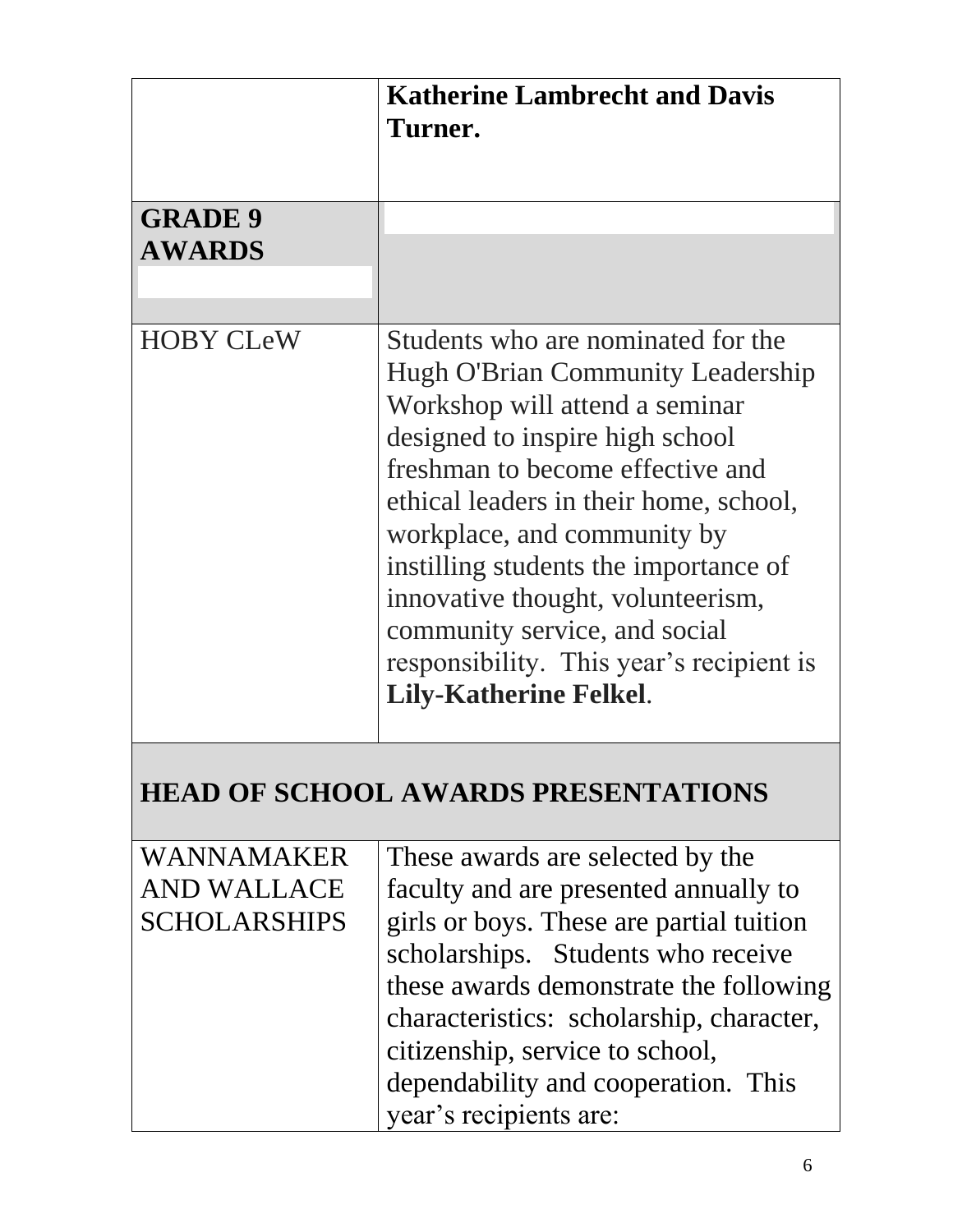| | |
|---|---|
| | **Katherine Lambrecht and Davis Turner.** |
| **GRADE 9 AWARDS** | |
| HOBY CLeW | Students who are nominated for the Hugh O'Brian Community Leadership Workshop will attend a seminar designed to inspire high school freshman to become effective and ethical leaders in their home, school, workplace, and community by instilling students the importance of innovative thought, volunteerism, community service, and social responsibility. This year's recipient is **Lily-Katherine Felkel**. |
| **HEAD OF SCHOOL AWARDS PRESENTATIONS** | |
| WANNAMAKER AND WALLACE SCHOLARSHIPS | These awards are selected by the faculty and are presented annually to girls or boys. These are partial tuition scholarships. Students who receive these awards demonstrate the following characteristics: scholarship, character, citizenship, service to school, dependability and cooperation. This year's recipients are: |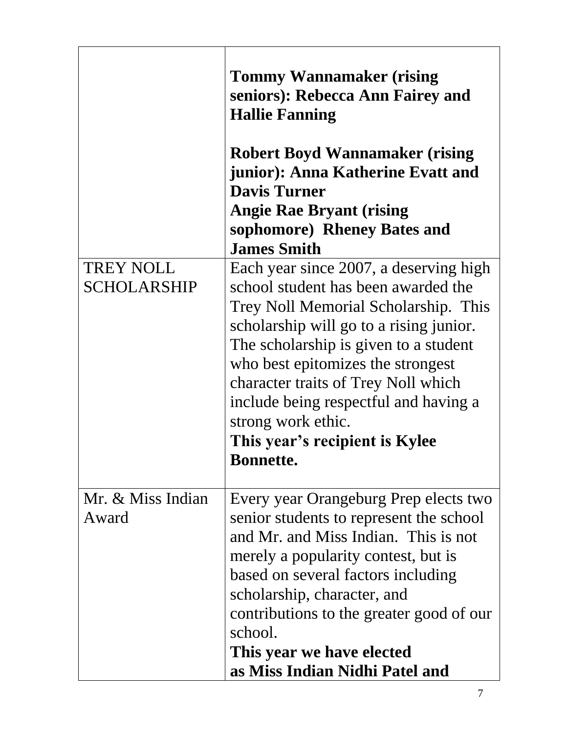| | |
|---|---|
| | **Tommy Wannamaker (rising seniors): Rebecca Ann Fairey and Hallie Fanning**<br><br>**Robert Boyd Wannamaker (rising junior): Anna Katherine Evatt and Davis Turner**<br>**Angie Rae Bryant (rising sophomore) Rheney Bates and James Smith** |
| TREY NOLL SCHOLARSHIP | Each year since 2007, a deserving high school student has been awarded the Trey Noll Memorial Scholarship. This scholarship will go to a rising junior. The scholarship is given to a student who best epitomizes the strongest character traits of Trey Noll which include being respectful and having a strong work ethic.<br>**This year's recipient is Kylee Bonnette.** |
| Mr. & Miss Indian Award | Every year Orangeburg Prep elects two senior students to represent the school and Mr. and Miss Indian. This is not merely a popularity contest, but is based on several factors including scholarship, character, and contributions to the greater good of our school.<br>**This year we have elected as Miss Indian Nidhi Patel and** |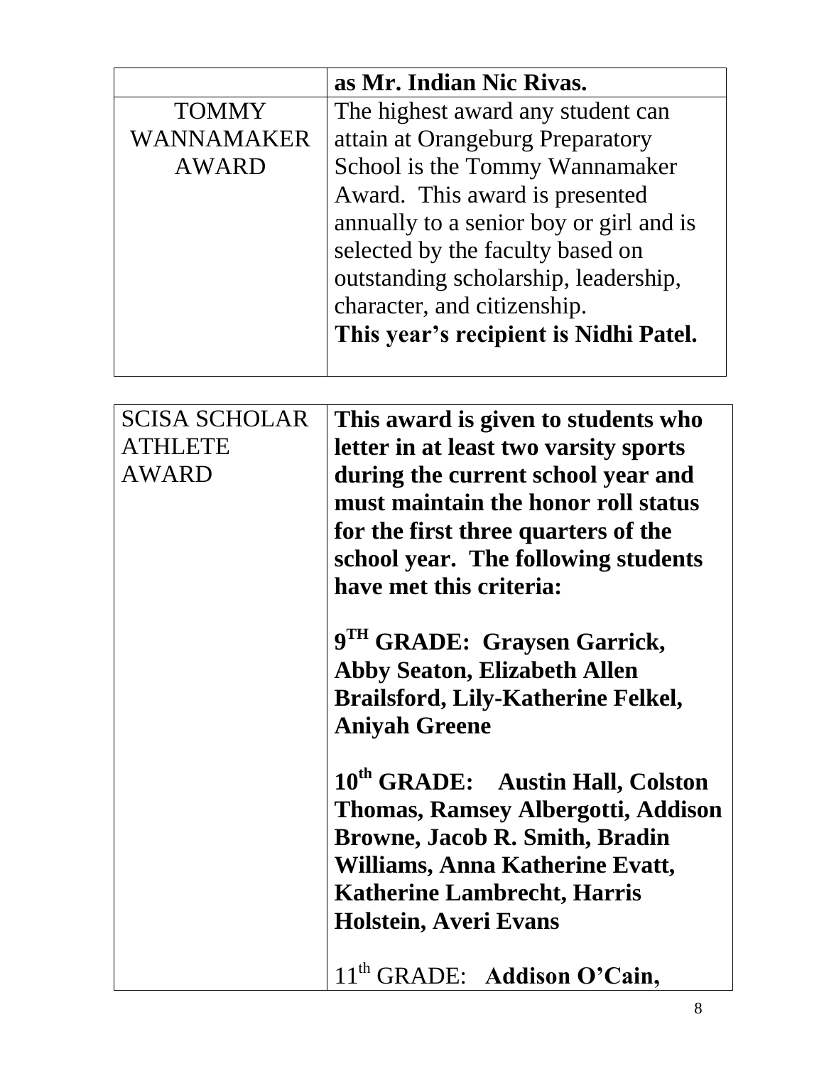| | |
|---|---|
| | **as Mr. Indian Nic Rivas.** |
| TOMMY WANNAMAKER AWARD | The highest award any student can attain at Orangeburg Preparatory School is the Tommy Wannamaker Award. This award is presented annually to a senior boy or girl and is selected by the faculty based on outstanding scholarship, leadership, character, and citizenship.<br>**This year's recipient is Nidhi Patel.** |

| | |
|---|---|
| SCISA SCHOLAR ATHLETE AWARD | **This award is given to students who letter in at least two varsity sports during the current school year and must maintain the honor roll status for the first three quarters of the school year. The following students have met this criteria:**<br><br>**9TH GRADE: Graysen Garrick, Abby Seaton, Elizabeth Allen Brailsford, Lily-Katherine Felkel, Aniyah Greene**<br><br>**10th GRADE: Austin Hall, Colston Thomas, Ramsey Albergotti, Addison Browne, Jacob R. Smith, Bradin Williams, Anna Katherine Evatt, Katherine Lambrecht, Harris Holstein, Averi Evans**<br><br>11th GRADE: **Addison O'Cain,** |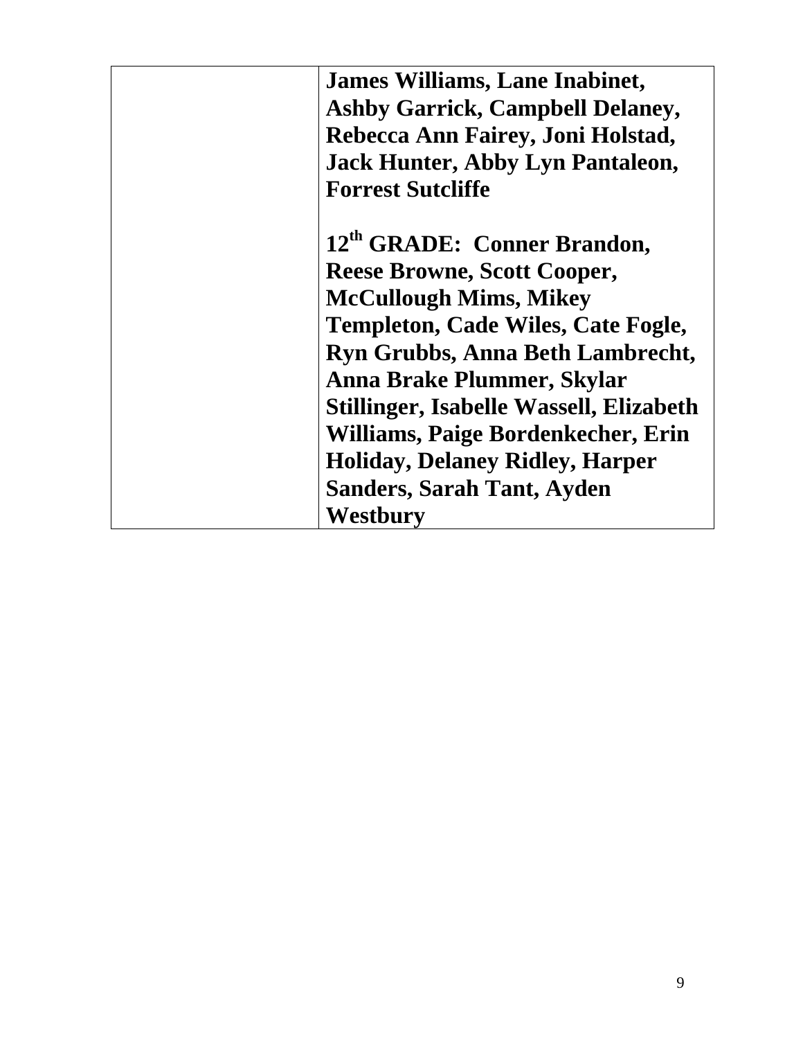| | |
|---|---|
| | **James Williams, Lane Inabinet, Ashby Garrick, Campbell Delaney, Rebecca Ann Fairey, Joni Holstad, Jack Hunter, Abby Lyn Pantaleon, Forrest Sutcliffe**<br><br>**12th GRADE: Conner Brandon, Reese Browne, Scott Cooper, McCullough Mims, Mikey Templeton, Cade Wiles, Cate Fogle, Ryn Grubbs, Anna Beth Lambrecht, Anna Brake Plummer, Skylar Stillinger, Isabelle Wassell, Elizabeth Williams, Paige Bordenkecher, Erin Holiday, Delaney Ridley, Harper Sanders, Sarah Tant, Ayden Westbury** |